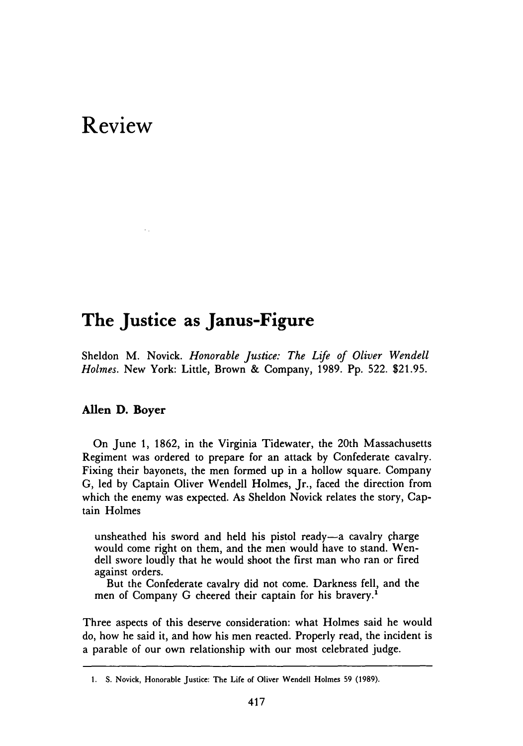# Review

## The Justice as Janus-Figure

Sheldon M. Novick. *Honorable Justice: The Life of Oliver Wendell Holmes.* New York: Little, Brown & Company, 1989. Pp. 522. $21.95.

### Allen D. Boyer

On June 1, 1862, in the Virginia Tidewater, the 20th Massachusetts Regiment was ordered to prepare for an attack by Confederate cavalry. Fixing their bayonets, the men formed up in a hollow square. Company G, led by Captain Oliver Wendell Holmes, Jr., faced the direction from which the enemy was expected. As Sheldon Novick relates the story, Captain Holmes

> unsheathed his sword and held his pistol ready—a cavalry charge would come right on them, and the men would have to stand. Wendell swore loudly that he would shoot the first man who ran or fired against orders.
>
> But the Confederate cavalry did not come. Darkness fell, and the men of Company G cheered their captain for his bravery.[1]

Three aspects of this deserve consideration: what Holmes said he would do, how he said it, and how his men reacted. Properly read, the incident is a parable of our own relationship with our most celebrated judge.

---

1. S. Novick, Honorable Justice: The Life of Oliver Wendell Holmes 59 (1989).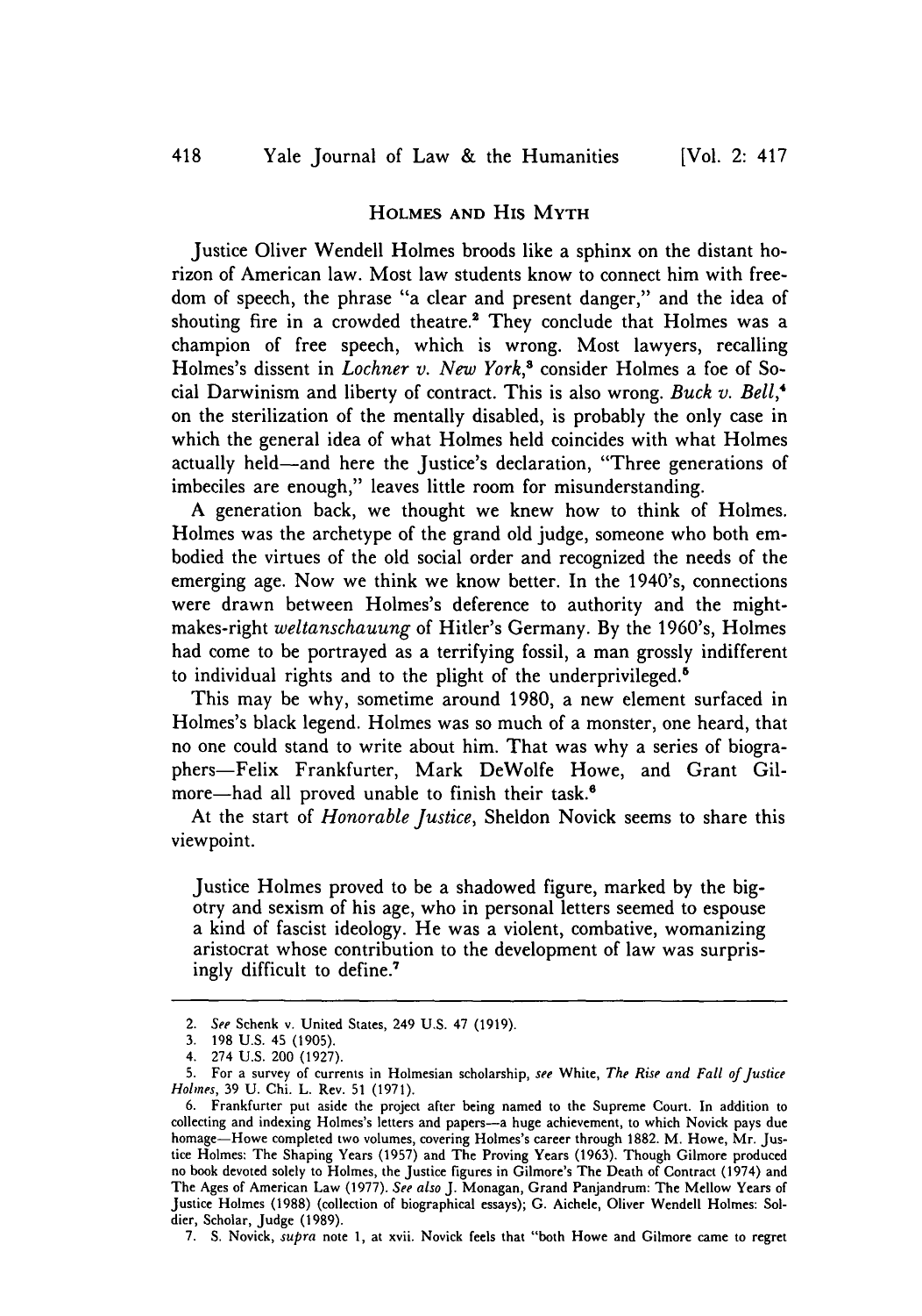## HOLMES AND HIS MYTH

Justice Oliver Wendell Holmes broods like a sphinx on the distant horizon of American law. Most law students know to connect him with freedom of speech, the phrase "a clear and present danger," and the idea of shouting fire in a crowded theatre.[2] They conclude that Holmes was a champion of free speech, which is wrong. Most lawyers, recalling Holmes's dissent in *Lochner v. New York*,[3] consider Holmes a foe of Social Darwinism and liberty of contract. This is also wrong. *Buck v. Bell*,[4] on the sterilization of the mentally disabled, is probably the only case in which the general idea of what Holmes held coincides with what Holmes actually held—and here the Justice's declaration, "Three generations of imbeciles are enough," leaves little room for misunderstanding.

A generation back, we thought we knew how to think of Holmes. Holmes was the archetype of the grand old judge, someone who both embodied the virtues of the old social order and recognized the needs of the emerging age. Now we think we know better. In the 1940's, connections were drawn between Holmes's deference to authority and the might-makes-right *weltanschauung* of Hitler's Germany. By the 1960's, Holmes had come to be portrayed as a terrifying fossil, a man grossly indifferent to individual rights and to the plight of the underprivileged.[5]

This may be why, sometime around 1980, a new element surfaced in Holmes's black legend. Holmes was so much of a monster, one heard, that no one could stand to write about him. That was why a series of biographers—Felix Frankfurter, Mark DeWolfe Howe, and Grant Gilmore—had all proved unable to finish their task.[6]

At the start of *Honorable Justice*, Sheldon Novick seems to share this viewpoint.

> Justice Holmes proved to be a shadowed figure, marked by the bigotry and sexism of his age, who in personal letters seemed to espouse a kind of fascist ideology. He was a violent, combative, womanizing aristocrat whose contribution to the development of law was surprisingly difficult to define.[7]

---

2. *See* Schenk v. United States, 249 U.S. 47 (1919).

3. 198 U.S. 45 (1905).

4. 274 U.S. 200 (1927).

5. For a survey of currents in Holmesian scholarship, *see* White, *The Rise and Fall of Justice Holmes*, 39 U. Chi. L. Rev. 51 (1971).

6. Frankfurter put aside the project after being named to the Supreme Court. In addition to collecting and indexing Holmes's letters and papers—a huge achievement, to which Novick pays due homage—Howe completed two volumes, covering Holmes's career through 1882. M. Howe, Mr. Justice Holmes: The Shaping Years (1957) and The Proving Years (1963). Though Gilmore produced no book devoted solely to Holmes, the Justice figures in Gilmore's The Death of Contract (1974) and The Ages of American Law (1977). *See also* J. Monagan, Grand Panjandrum: The Mellow Years of Justice Holmes (1988) (collection of biographical essays); G. Aichele, Oliver Wendell Holmes: Soldier, Scholar, Judge (1989).

7. S. Novick, *supra* note 1, at xvii. Novick feels that "both Howe and Gilmore came to regret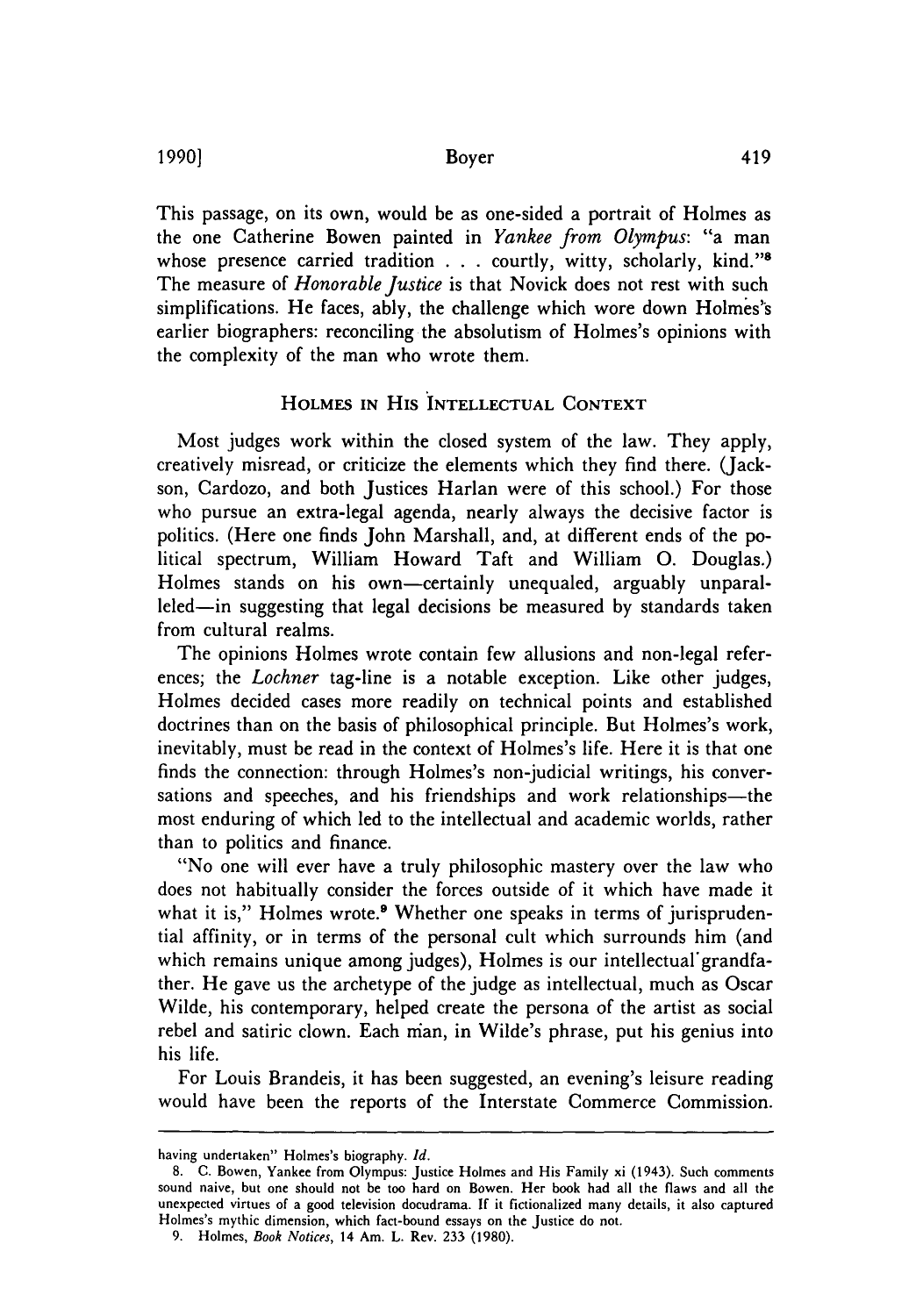This passage, on its own, would be as one-sided a portrait of Holmes as the one Catherine Bowen painted in *Yankee from Olympus*: "a man whose presence carried tradition . . . courtly, witty, scholarly, kind."[8] The measure of *Honorable Justice* is that Novick does not rest with such simplifications. He faces, ably, the challenge which wore down Holmes's earlier biographers: reconciling the absolutism of Holmes's opinions with the complexity of the man who wrote them.

## HOLMES IN HIS INTELLECTUAL CONTEXT

Most judges work within the closed system of the law. They apply, creatively misread, or criticize the elements which they find there. (Jackson, Cardozo, and both Justices Harlan were of this school.) For those who pursue an extra-legal agenda, nearly always the decisive factor is politics. (Here one finds John Marshall, and, at different ends of the political spectrum, William Howard Taft and William O. Douglas.) Holmes stands on his own—certainly unequaled, arguably unparalleled—in suggesting that legal decisions be measured by standards taken from cultural realms.

The opinions Holmes wrote contain few allusions and non-legal references; the *Lochner* tag-line is a notable exception. Like other judges, Holmes decided cases more readily on technical points and established doctrines than on the basis of philosophical principle. But Holmes's work, inevitably, must be read in the context of Holmes's life. Here it is that one finds the connection: through Holmes's non-judicial writings, his conversations and speeches, and his friendships and work relationships—the most enduring of which led to the intellectual and academic worlds, rather than to politics and finance.

"No one will ever have a truly philosophic mastery over the law who does not habitually consider the forces outside of it which have made it what it is," Holmes wrote.[9] Whether one speaks in terms of jurisprudential affinity, or in terms of the personal cult which surrounds him (and which remains unique among judges), Holmes is our intellectual grandfather. He gave us the archetype of the judge as intellectual, much as Oscar Wilde, his contemporary, helped create the persona of the artist as social rebel and satiric clown. Each man, in Wilde's phrase, put his genius into his life.

For Louis Brandeis, it has been suggested, an evening's leisure reading would have been the reports of the Interstate Commerce Commission.

---

having undertaken" Holmes's biography. *Id.*

8. C. Bowen, Yankee from Olympus: Justice Holmes and His Family xi (1943). Such comments sound naive, but one should not be too hard on Bowen. Her book had all the flaws and all the unexpected virtues of a good television docudrama. If it fictionalized many details, it also captured Holmes's mythic dimension, which fact-bound essays on the Justice do not.

9. Holmes, *Book Notices*, 14 Am. L. Rev. 233 (1980).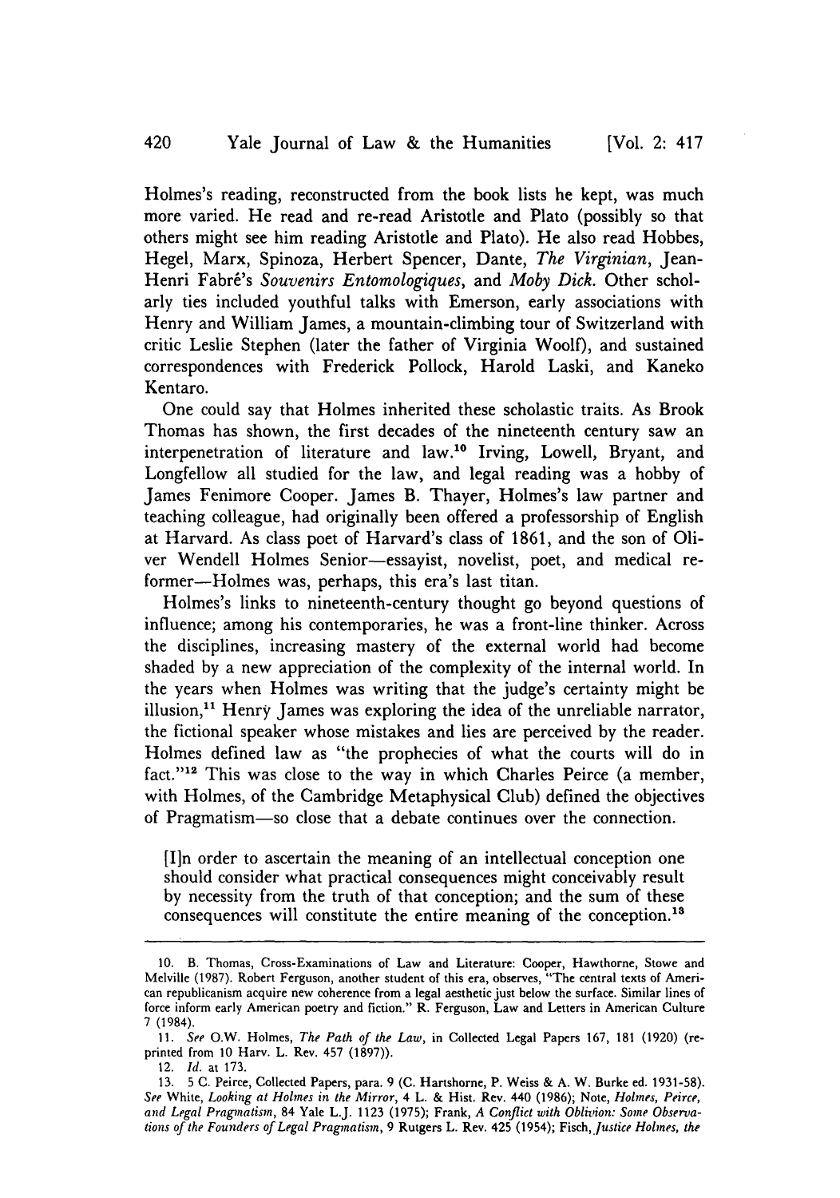Holmes's reading, reconstructed from the book lists he kept, was much more varied. He read and re-read Aristotle and Plato (possibly so that others might see him reading Aristotle and Plato). He also read Hobbes, Hegel, Marx, Spinoza, Herbert Spencer, Dante, *The Virginian*, Jean-Henri Fabré's *Souvenirs Entomologiques*, and *Moby Dick*. Other scholarly ties included youthful talks with Emerson, early associations with Henry and William James, a mountain-climbing tour of Switzerland with critic Leslie Stephen (later the father of Virginia Woolf), and sustained correspondences with Frederick Pollock, Harold Laski, and Kaneko Kentaro.

One could say that Holmes inherited these scholastic traits. As Brook Thomas has shown, the first decades of the nineteenth century saw an interpenetration of literature and law.[10] Irving, Lowell, Bryant, and Longfellow all studied for the law, and legal reading was a hobby of James Fenimore Cooper. James B. Thayer, Holmes's law partner and teaching colleague, had originally been offered a professorship of English at Harvard. As class poet of Harvard's class of 1861, and the son of Oliver Wendell Holmes Senior—essayist, novelist, poet, and medical reformer—Holmes was, perhaps, this era's last titan.

Holmes's links to nineteenth-century thought go beyond questions of influence; among his contemporaries, he was a front-line thinker. Across the disciplines, increasing mastery of the external world had become shaded by a new appreciation of the complexity of the internal world. In the years when Holmes was writing that the judge's certainty might be illusion,[11] Henry James was exploring the idea of the unreliable narrator, the fictional speaker whose mistakes and lies are perceived by the reader. Holmes defined law as "the prophecies of what the courts will do in fact."[12] This was close to the way in which Charles Peirce (a member, with Holmes, of the Cambridge Metaphysical Club) defined the objectives of Pragmatism—so close that a debate continues over the connection.

> [I]n order to ascertain the meaning of an intellectual conception one should consider what practical consequences might conceivably result by necessity from the truth of that conception; and the sum of these consequences will constitute the entire meaning of the conception.[13]

---

10. B. Thomas, Cross-Examinations of Law and Literature: Cooper, Hawthorne, Stowe and Melville (1987). Robert Ferguson, another student of this era, observes, "The central texts of American republicanism acquire new coherence from a legal aesthetic just below the surface. Similar lines of force inform early American poetry and fiction." R. Ferguson, Law and Letters in American Culture 7 (1984).

11. *See* O.W. Holmes, *The Path of the Law*, in Collected Legal Papers 167, 181 (1920) (reprinted from 10 Harv. L. Rev. 457 (1897)).

12. *Id.* at 173.

13. 5 C. Peirce, Collected Papers, para. 9 (C. Hartshorne, P. Weiss & A. W. Burke ed. 1931-58). *See* White, *Looking at Holmes in the Mirror*, 4 L. & Hist. Rev. 440 (1986); Note, *Holmes, Peirce, and Legal Pragmatism*, 84 Yale L.J. 1123 (1975); Frank, *A Conflict with Oblivion: Some Observations of the Founders of Legal Pragmatism*, 9 Rutgers L. Rev. 425 (1954); Fisch, *Justice Holmes, the*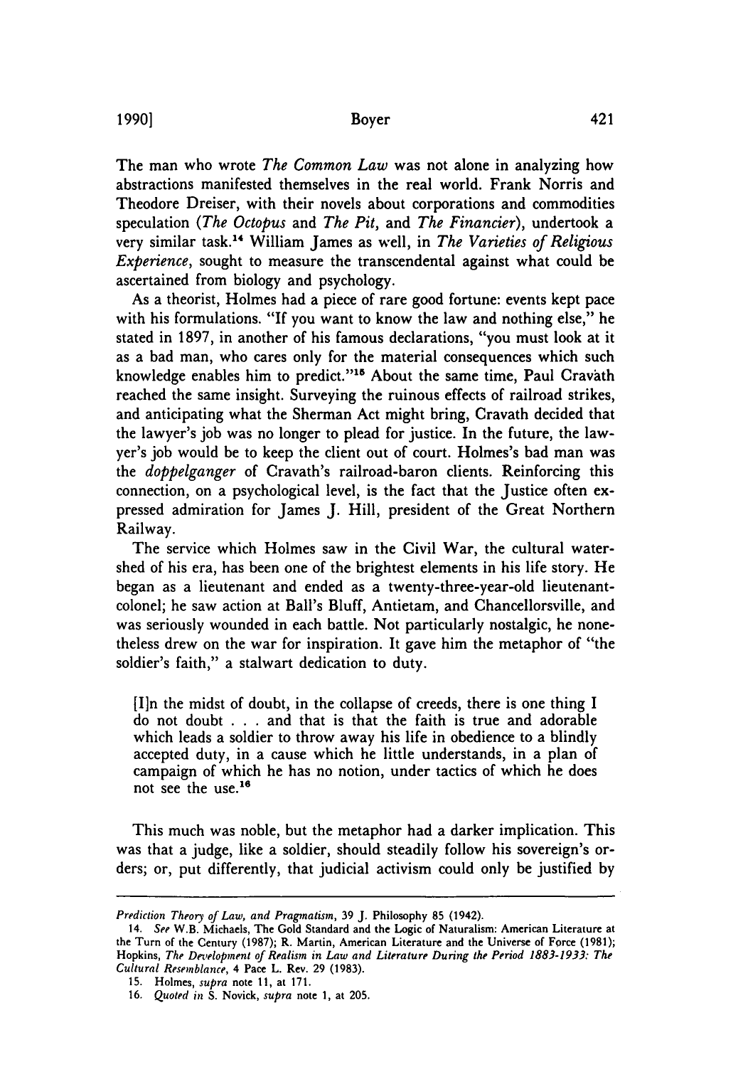The man who wrote *The Common Law* was not alone in analyzing how abstractions manifested themselves in the real world. Frank Norris and Theodore Dreiser, with their novels about corporations and commodities speculation (*The Octopus* and *The Pit*, and *The Financier*), undertook a very similar task.[14] William James as well, in *The Varieties of Religious Experience*, sought to measure the transcendental against what could be ascertained from biology and psychology.

As a theorist, Holmes had a piece of rare good fortune: events kept pace with his formulations. "If you want to know the law and nothing else," he stated in 1897, in another of his famous declarations, "you must look at it as a bad man, who cares only for the material consequences which such knowledge enables him to predict."[15] About the same time, Paul Cravath reached the same insight. Surveying the ruinous effects of railroad strikes, and anticipating what the Sherman Act might bring, Cravath decided that the lawyer's job was no longer to plead for justice. In the future, the lawyer's job would be to keep the client out of court. Holmes's bad man was the *doppelganger* of Cravath's railroad-baron clients. Reinforcing this connection, on a psychological level, is the fact that the Justice often expressed admiration for James J. Hill, president of the Great Northern Railway.

The service which Holmes saw in the Civil War, the cultural watershed of his era, has been one of the brightest elements in his life story. He began as a lieutenant and ended as a twenty-three-year-old lieutenant-colonel; he saw action at Ball's Bluff, Antietam, and Chancellorsville, and was seriously wounded in each battle. Not particularly nostalgic, he nonetheless drew on the war for inspiration. It gave him the metaphor of "the soldier's faith," a stalwart dedication to duty.

> [I]n the midst of doubt, in the collapse of creeds, there is one thing I do not doubt . . . and that is that the faith is true and adorable which leads a soldier to throw away his life in obedience to a blindly accepted duty, in a cause which he little understands, in a plan of campaign of which he has no notion, under tactics of which he does not see the use.[16]

This much was noble, but the metaphor had a darker implication. This was that a judge, like a soldier, should steadily follow his sovereign's orders; or, put differently, that judicial activism could only be justified by

---

*Prediction Theory of Law, and Pragmatism*, 39 J. Philosophy 85 (1942).

14. *See* W.B. Michaels, The Gold Standard and the Logic of Naturalism: American Literature at the Turn of the Century (1987); R. Martin, American Literature and the Universe of Force (1981); Hopkins, *The Development of Realism in Law and Literature During the Period 1883-1933: The Cultural Resemblance*, 4 Pace L. Rev. 29 (1983).

15. Holmes, *supra* note 11, at 171.

16. *Quoted in* S. Novick, *supra* note 1, at 205.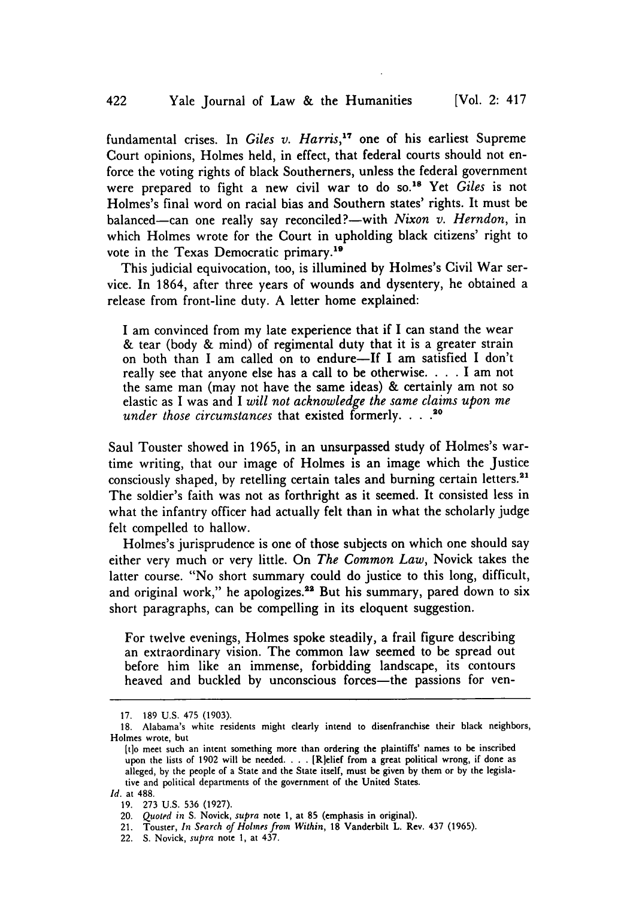fundamental crises. In *Giles v. Harris*,[17] one of his earliest Supreme Court opinions, Holmes held, in effect, that federal courts should not enforce the voting rights of black Southerners, unless the federal government were prepared to fight a new civil war to do so.[18] Yet *Giles* is not Holmes's final word on racial bias and Southern states' rights. It must be balanced—can one really say reconciled?—with *Nixon v. Herndon*, in which Holmes wrote for the Court in upholding black citizens' right to vote in the Texas Democratic primary.[19]

This judicial equivocation, too, is illumined by Holmes's Civil War service. In 1864, after three years of wounds and dysentery, he obtained a release from front-line duty. A letter home explained:

> I am convinced from my late experience that if I can stand the wear & tear (body & mind) of regimental duty that it is a greater strain on both than I am called on to endure—If I am satisfied I don't really see that anyone else has a call to be otherwise. . . . I am not the same man (may not have the same ideas) & certainly am not so elastic as I was and I *will not acknowledge the same claims upon me under those circumstances* that existed formerly. . . .[20]

Saul Touster showed in 1965, in an unsurpassed study of Holmes's wartime writing, that our image of Holmes is an image which the Justice consciously shaped, by retelling certain tales and burning certain letters.[21] The soldier's faith was not as forthright as it seemed. It consisted less in what the infantry officer had actually felt than in what the scholarly judge felt compelled to hallow.

Holmes's jurisprudence is one of those subjects on which one should say either very much or very little. On *The Common Law*, Novick takes the latter course. "No short summary could do justice to this long, difficult, and original work," he apologizes.[22] But his summary, pared down to six short paragraphs, can be compelling in its eloquent suggestion.

> For twelve evenings, Holmes spoke steadily, a frail figure describing an extraordinary vision. The common law seemed to be spread out before him like an immense, forbidding landscape, its contours heaved and buckled by unconscious forces—the passions for ven-

---

17. 189 U.S. 475 (1903).

18. Alabama's white residents might clearly intend to disenfranchise their black neighbors, Holmes wrote, but

> [t]o meet such an intent something more than ordering the plaintiffs' names to be inscribed upon the lists of 1902 will be needed. . . . [R]elief from a great political wrong, if done as alleged, by the people of a State and the State itself, must be given by them or by the legislative and political departments of the government of the United States.

*Id.* at 488.

19. 273 U.S. 536 (1927).

20. *Quoted in* S. Novick, *supra* note 1, at 85 (emphasis in original).

21. Touster, *In Search of Holmes from Within*, 18 Vanderbilt L. Rev. 437 (1965).

22. S. Novick, *supra* note 1, at 437.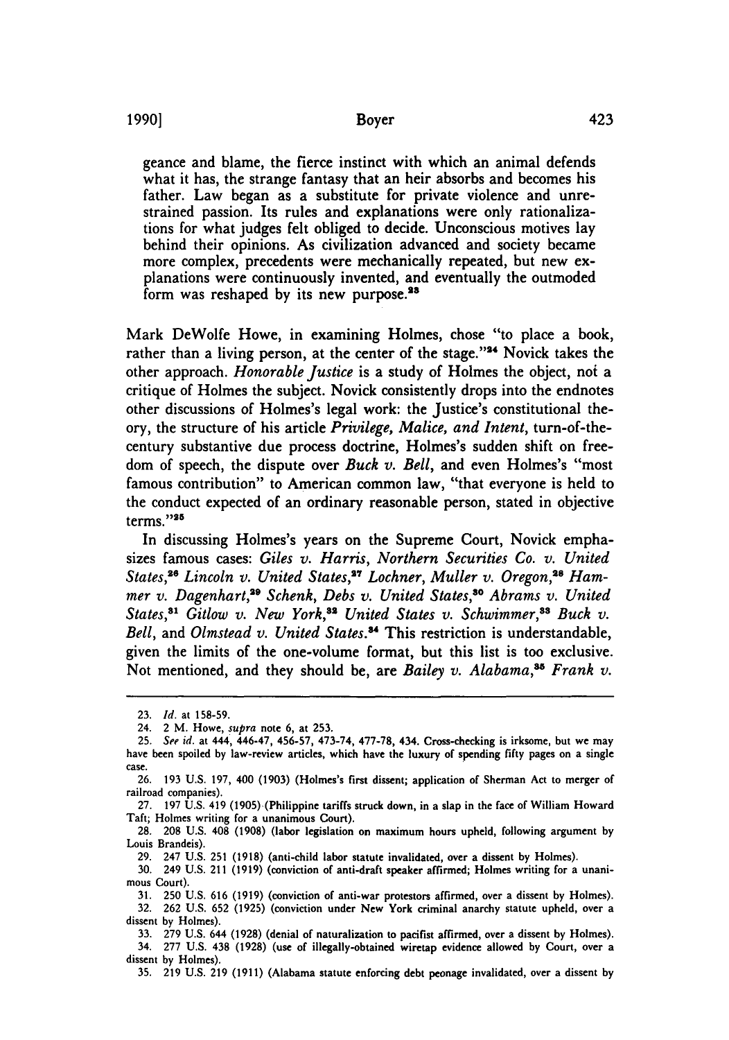geance and blame, the fierce instinct with which an animal defends what it has, the strange fantasy that an heir absorbs and becomes his father. Law began as a substitute for private violence and unrestrained passion. Its rules and explanations were only rationalizations for what judges felt obliged to decide. Unconscious motives lay behind their opinions. As civilization advanced and society became more complex, precedents were mechanically repeated, but new explanations were continuously invented, and eventually the outmoded form was reshaped by its new purpose.[23]

Mark DeWolfe Howe, in examining Holmes, chose "to place a book, rather than a living person, at the center of the stage."[24] Novick takes the other approach. *Honorable Justice* is a study of Holmes the object, not a critique of Holmes the subject. Novick consistently drops into the endnotes other discussions of Holmes's legal work: the Justice's constitutional theory, the structure of his article *Privilege, Malice, and Intent*, turn-of-the-century substantive due process doctrine, Holmes's sudden shift on freedom of speech, the dispute over *Buck v. Bell*, and even Holmes's "most famous contribution" to American common law, "that everyone is held to the conduct expected of an ordinary reasonable person, stated in objective terms."[25]

In discussing Holmes's years on the Supreme Court, Novick emphasizes famous cases: *Giles v. Harris*, *Northern Securities Co. v. United States*,[26] *Lincoln v. United States*,[27] *Lochner*, *Muller v. Oregon*,[28] *Hammer v. Dagenhart*,[29] *Schenk*, *Debs v. United States*,[30] *Abrams v. United States*,[31] *Gitlow v. New York*,[32] *United States v. Schwimmer*,[33] *Buck v. Bell*, and *Olmstead v. United States*.[34] This restriction is understandable, given the limits of the one-volume format, but this list is too exclusive. Not mentioned, and they should be, are *Bailey v. Alabama*,[35] *Frank v.*

---

23. *Id.* at 158-59.

24. 2 M. Howe, *supra* note 6, at 253.

25. *See id.* at 444, 446-47, 456-57, 473-74, 477-78, 434. Cross-checking is irksome, but we may have been spoiled by law-review articles, which have the luxury of spending fifty pages on a single case.

26. 193 U.S. 197, 400 (1903) (Holmes's first dissent; application of Sherman Act to merger of railroad companies).

27. 197 U.S. 419 (1905) (Philippine tariffs struck down, in a slap in the face of William Howard Taft; Holmes writing for a unanimous Court).

28. 208 U.S. 408 (1908) (labor legislation on maximum hours upheld, following argument by Louis Brandeis).

29. 247 U.S. 251 (1918) (anti-child labor statute invalidated, over a dissent by Holmes).

30. 249 U.S. 211 (1919) (conviction of anti-draft speaker affirmed; Holmes writing for a unanimous Court).

31. 250 U.S. 616 (1919) (conviction of anti-war protestors affirmed, over a dissent by Holmes).

32. 262 U.S. 652 (1925) (conviction under New York criminal anarchy statute upheld, over a dissent by Holmes).

33. 279 U.S. 644 (1928) (denial of naturalization to pacifist affirmed, over a dissent by Holmes).

34. 277 U.S. 438 (1928) (use of illegally-obtained wiretap evidence allowed by Court, over a dissent by Holmes).

35. 219 U.S. 219 (1911) (Alabama statute enforcing debt peonage invalidated, over a dissent by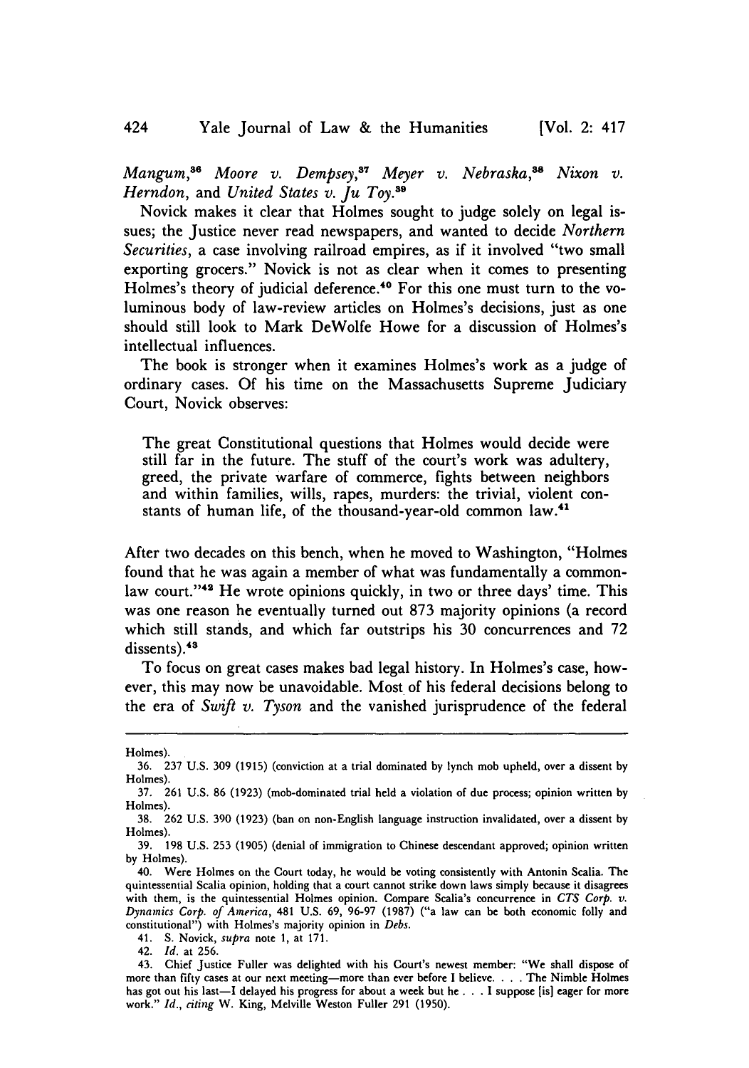*Mangum*,[36] *Moore v. Dempsey*,[37] *Meyer v. Nebraska*,[38] *Nixon v. Herndon*, and *United States v. Ju Toy*.[39]

Novick makes it clear that Holmes sought to judge solely on legal issues; the Justice never read newspapers, and wanted to decide *Northern Securities*, a case involving railroad empires, as if it involved "two small exporting grocers." Novick is not as clear when it comes to presenting Holmes's theory of judicial deference.[40] For this one must turn to the voluminous body of law-review articles on Holmes's decisions, just as one should still look to Mark DeWolfe Howe for a discussion of Holmes's intellectual influences.

The book is stronger when it examines Holmes's work as a judge of ordinary cases. Of his time on the Massachusetts Supreme Judiciary Court, Novick observes:

> The great Constitutional questions that Holmes would decide were still far in the future. The stuff of the court's work was adultery, greed, the private warfare of commerce, fights between neighbors and within families, wills, rapes, murders: the trivial, violent constants of human life, of the thousand-year-old common law.[41]

After two decades on this bench, when he moved to Washington, "Holmes found that he was again a member of what was fundamentally a common-law court."[42] He wrote opinions quickly, in two or three days' time. This was one reason he eventually turned out 873 majority opinions (a record which still stands, and which far outstrips his 30 concurrences and 72 dissents).[43]

To focus on great cases makes bad legal history. In Holmes's case, however, this may now be unavoidable. Most of his federal decisions belong to the era of *Swift v. Tyson* and the vanished jurisprudence of the federal

---

Holmes).

36. 237 U.S. 309 (1915) (conviction at a trial dominated by lynch mob upheld, over a dissent by Holmes).

37. 261 U.S. 86 (1923) (mob-dominated trial held a violation of due process; opinion written by Holmes).

38. 262 U.S. 390 (1923) (ban on non-English language instruction invalidated, over a dissent by Holmes).

39. 198 U.S. 253 (1905) (denial of immigration to Chinese descendant approved; opinion written by Holmes).

40. Were Holmes on the Court today, he would be voting consistently with Antonin Scalia. The quintessential Scalia opinion, holding that a court cannot strike down laws simply because it disagrees with them, is the quintessential Holmes opinion. Compare Scalia's concurrence in *CTS Corp. v. Dynamics Corp. of America*, 481 U.S. 69, 96-97 (1987) ("a law can be both economic folly and constitutional") with Holmes's majority opinion in *Debs*.

41. S. Novick, *supra* note 1, at 171.

42. *Id.* at 256.

43. Chief Justice Fuller was delighted with his Court's newest member: "We shall dispose of more than fifty cases at our next meeting—more than ever before I believe. . . . The Nimble Holmes has got out his last—I delayed his progress for about a week but he . . . I suppose [is] eager for more work." *Id.*, *citing* W. King, Melville Weston Fuller 291 (1950).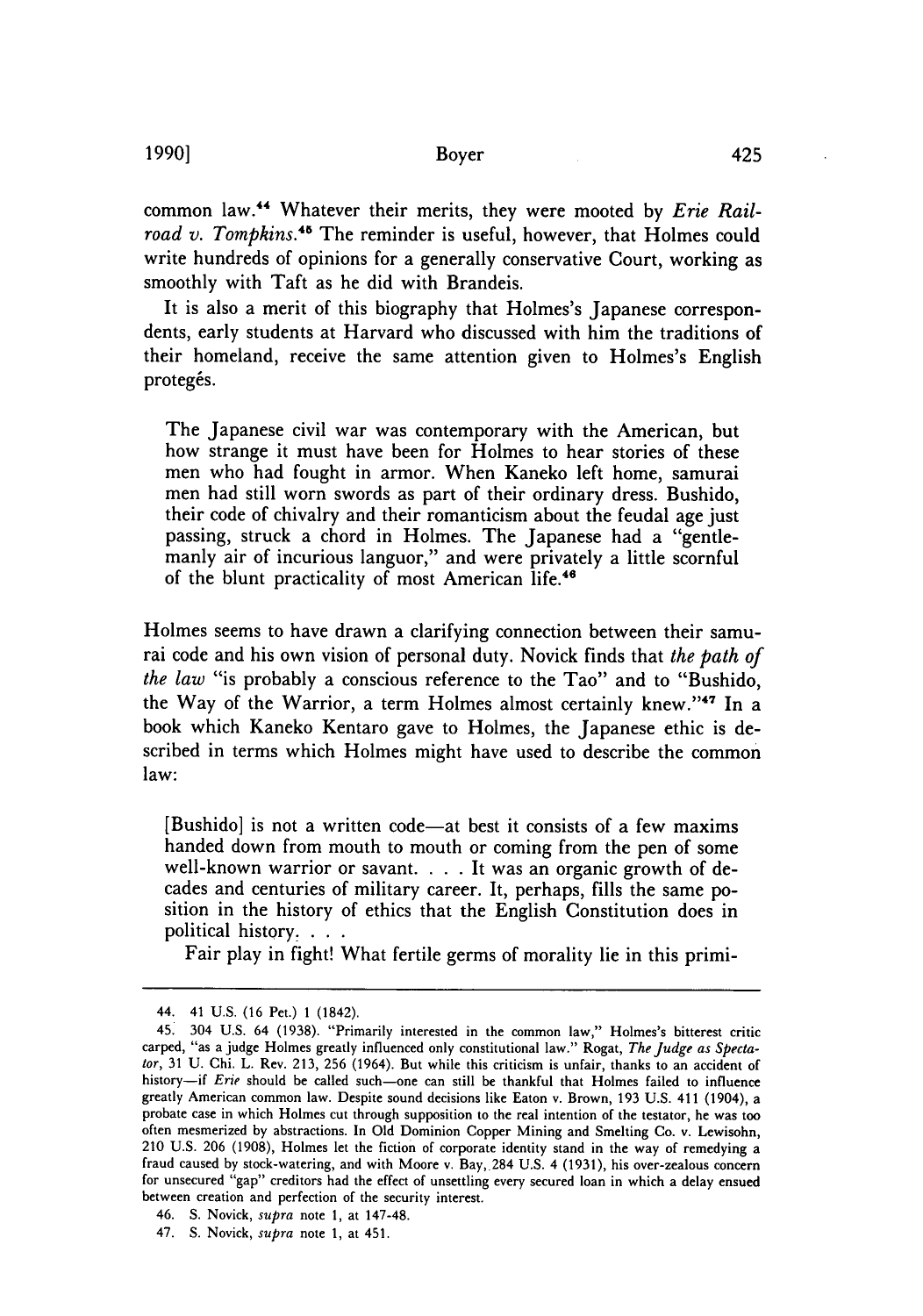common law.[44] Whatever their merits, they were mooted by *Erie Railroad v. Tompkins*.[45] The reminder is useful, however, that Holmes could write hundreds of opinions for a generally conservative Court, working as smoothly with Taft as he did with Brandeis.

It is also a merit of this biography that Holmes's Japanese correspondents, early students at Harvard who discussed with him the traditions of their homeland, receive the same attention given to Holmes's English protegés.

> The Japanese civil war was contemporary with the American, but how strange it must have been for Holmes to hear stories of these men who had fought in armor. When Kaneko left home, samurai men had still worn swords as part of their ordinary dress. Bushido, their code of chivalry and their romanticism about the feudal age just passing, struck a chord in Holmes. The Japanese had a "gentlemanly air of incurious languor," and were privately a little scornful of the blunt practicality of most American life.[46]

Holmes seems to have drawn a clarifying connection between their samurai code and his own vision of personal duty. Novick finds that *the path of the law* "is probably a conscious reference to the Tao" and to "Bushido, the Way of the Warrior, a term Holmes almost certainly knew."[47] In a book which Kaneko Kentaro gave to Holmes, the Japanese ethic is described in terms which Holmes might have used to describe the common law:

> [Bushido] is not a written code—at best it consists of a few maxims handed down from mouth to mouth or coming from the pen of some well-known warrior or savant. . . . It was an organic growth of decades and centuries of military career. It, perhaps, fills the same position in the history of ethics that the English Constitution does in political history. . . .
>
> Fair play in fight! What fertile germs of morality lie in this primi-

---

44. 41 U.S. (16 Pet.) 1 (1842).

45. 304 U.S. 64 (1938). "Primarily interested in the common law," Holmes's bitterest critic carped, "as a judge Holmes greatly influenced only constitutional law." Rogat, *The Judge as Spectator*, 31 U. Chi. L. Rev. 213, 256 (1964). But while this criticism is unfair, thanks to an accident of history—if *Erie* should be called such—one can still be thankful that Holmes failed to influence greatly American common law. Despite sound decisions like Eaton v. Brown, 193 U.S. 411 (1904), a probate case in which Holmes cut through supposition to the real intention of the testator, he was too often mesmerized by abstractions. In Old Dominion Copper Mining and Smelting Co. v. Lewisohn, 210 U.S. 206 (1908), Holmes let the fiction of corporate identity stand in the way of remedying a fraud caused by stock-watering, and with Moore v. Bay, 284 U.S. 4 (1931), his over-zealous concern for unsecured "gap" creditors had the effect of unsettling every secured loan in which a delay ensued between creation and perfection of the security interest.

46. S. Novick, *supra* note 1, at 147-48.

47. S. Novick, *supra* note 1, at 451.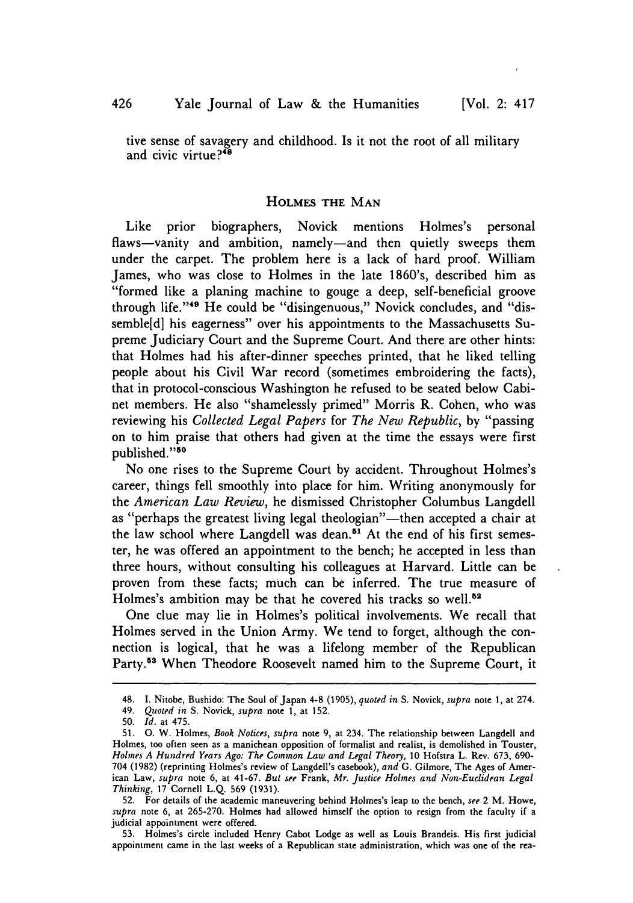tive sense of savagery and childhood. Is it not the root of all military and civic virtue?[48]

## HOLMES THE MAN

Like prior biographers, Novick mentions Holmes's personal flaws—vanity and ambition, namely—and then quietly sweeps them under the carpet. The problem here is a lack of hard proof. William James, who was close to Holmes in the late 1860's, described him as "formed like a planing machine to gouge a deep, self-beneficial groove through life."[49] He could be "disingenuous," Novick concludes, and "dissemble[d] his eagerness" over his appointments to the Massachusetts Supreme Judiciary Court and the Supreme Court. And there are other hints: that Holmes had his after-dinner speeches printed, that he liked telling people about his Civil War record (sometimes embroidering the facts), that in protocol-conscious Washington he refused to be seated below Cabinet members. He also "shamelessly primed" Morris R. Cohen, who was reviewing his *Collected Legal Papers* for *The New Republic*, by "passing on to him praise that others had given at the time the essays were first published."[50]

No one rises to the Supreme Court by accident. Throughout Holmes's career, things fell smoothly into place for him. Writing anonymously for the *American Law Review*, he dismissed Christopher Columbus Langdell as "perhaps the greatest living legal theologian"—then accepted a chair at the law school where Langdell was dean.[51] At the end of his first semester, he was offered an appointment to the bench; he accepted in less than three hours, without consulting his colleagues at Harvard. Little can be proven from these facts; much can be inferred. The true measure of Holmes's ambition may be that he covered his tracks so well.[52]

One clue may lie in Holmes's political involvements. We recall that Holmes served in the Union Army. We tend to forget, although the connection is logical, that he was a lifelong member of the Republican Party.[53] When Theodore Roosevelt named him to the Supreme Court, it

---

48. I. Nitobe, Bushido: The Soul of Japan 4-8 (1905), *quoted in* S. Novick, *supra* note 1, at 274.

49. *Quoted in* S. Novick, *supra* note 1, at 152.

50. *Id.* at 475.

51. O. W. Holmes, *Book Notices*, *supra* note 9, at 234. The relationship between Langdell and Holmes, too often seen as a manichean opposition of formalist and realist, is demolished in Touster, *Holmes A Hundred Years Ago: The Common Law and Legal Theory*, 10 Hofstra L. Rev. 673, 690-704 (1982) (reprinting Holmes's review of Langdell's casebook), *and* G. Gilmore, The Ages of American Law, *supra* note 6, at 41-67. *But see* Frank, *Mr. Justice Holmes and Non-Euclidean Legal Thinking*, 17 Cornell L.Q. 569 (1931).

52. For details of the academic maneuvering behind Holmes's leap to the bench, *see* 2 M. Howe, *supra* note 6, at 265-270. Holmes had allowed himself the option to resign from the faculty if a judicial appointment were offered.

53. Holmes's circle included Henry Cabot Lodge as well as Louis Brandeis. His first judicial appointment came in the last weeks of a Republican state administration, which was one of the rea-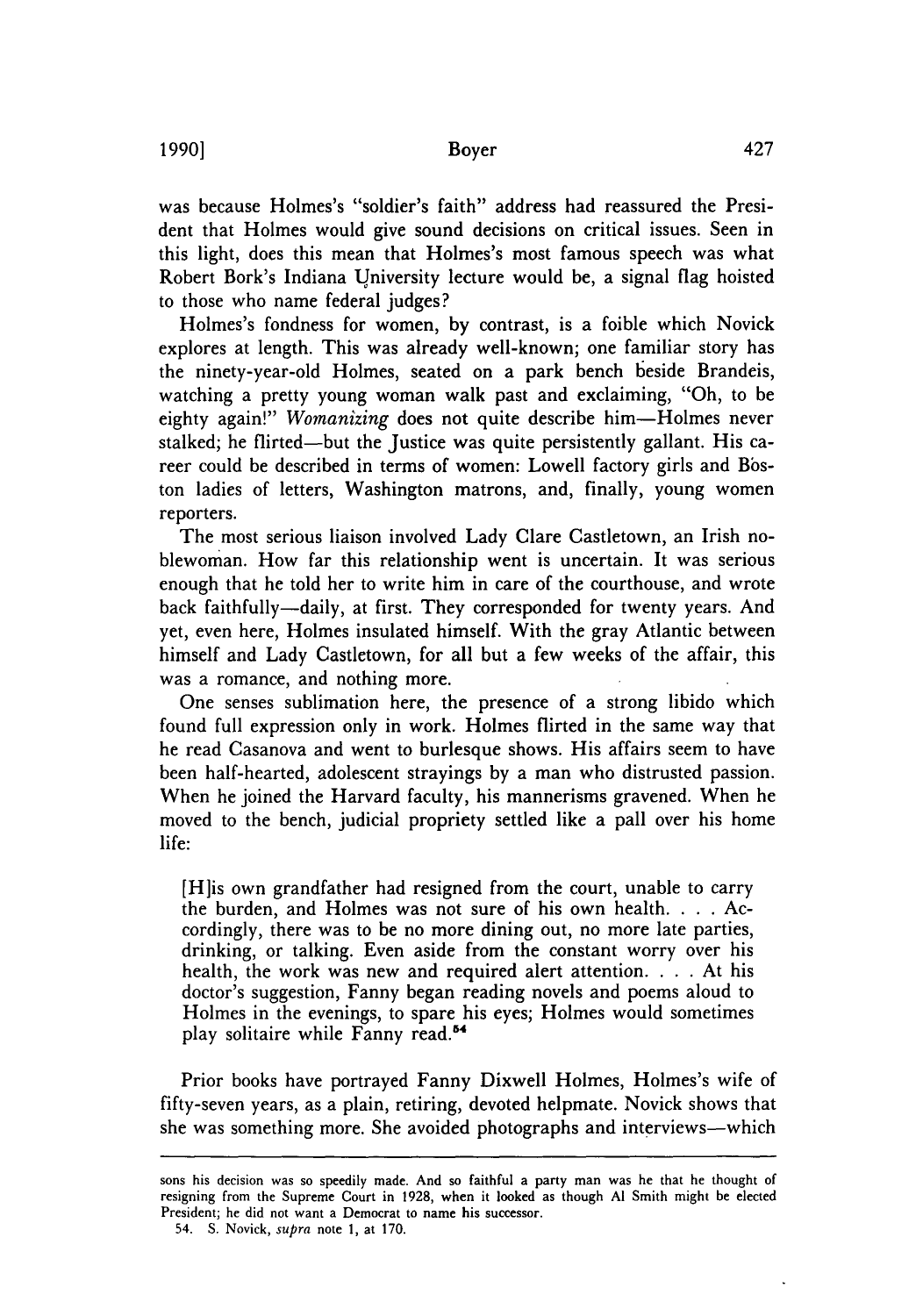was because Holmes's "soldier's faith" address had reassured the President that Holmes would give sound decisions on critical issues. Seen in this light, does this mean that Holmes's most famous speech was what Robert Bork's Indiana University lecture would be, a signal flag hoisted to those who name federal judges?

Holmes's fondness for women, by contrast, is a foible which Novick explores at length. This was already well-known; one familiar story has the ninety-year-old Holmes, seated on a park bench beside Brandeis, watching a pretty young woman walk past and exclaiming, "Oh, to be eighty again!" *Womanizing* does not quite describe him—Holmes never stalked; he flirted—but the Justice was quite persistently gallant. His career could be described in terms of women: Lowell factory girls and Boston ladies of letters, Washington matrons, and, finally, young women reporters.

The most serious liaison involved Lady Clare Castletown, an Irish noblewoman. How far this relationship went is uncertain. It was serious enough that he told her to write him in care of the courthouse, and wrote back faithfully—daily, at first. They corresponded for twenty years. And yet, even here, Holmes insulated himself. With the gray Atlantic between himself and Lady Castletown, for all but a few weeks of the affair, this was a romance, and nothing more.

One senses sublimation here, the presence of a strong libido which found full expression only in work. Holmes flirted in the same way that he read Casanova and went to burlesque shows. His affairs seem to have been half-hearted, adolescent strayings by a man who distrusted passion. When he joined the Harvard faculty, his mannerisms gravened. When he moved to the bench, judicial propriety settled like a pall over his home life:

> [H]is own grandfather had resigned from the court, unable to carry the burden, and Holmes was not sure of his own health. . . . Accordingly, there was to be no more dining out, no more late parties, drinking, or talking. Even aside from the constant worry over his health, the work was new and required alert attention. . . . At his doctor's suggestion, Fanny began reading novels and poems aloud to Holmes in the evenings, to spare his eyes; Holmes would sometimes play solitaire while Fanny read.[54]

Prior books have portrayed Fanny Dixwell Holmes, Holmes's wife of fifty-seven years, as a plain, retiring, devoted helpmate. Novick shows that she was something more. She avoided photographs and interviews—which

---

sons his decision was so speedily made. And so faithful a party man was he that he thought of resigning from the Supreme Court in 1928, when it looked as though Al Smith might be elected President; he did not want a Democrat to name his successor.

54. S. Novick, *supra* note 1, at 170.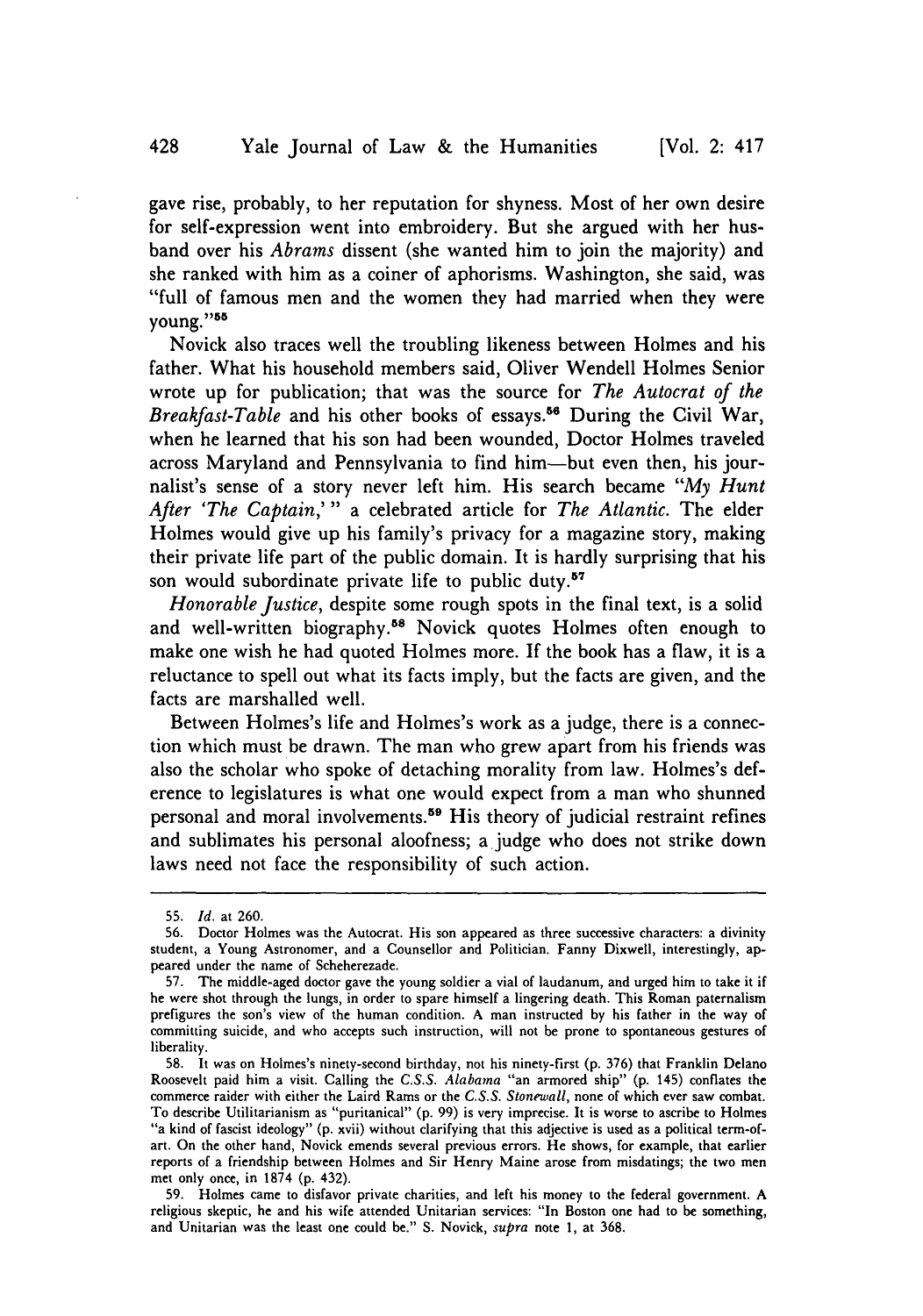gave rise, probably, to her reputation for shyness. Most of her own desire for self-expression went into embroidery. But she argued with her husband over his *Abrams* dissent (she wanted him to join the majority) and she ranked with him as a coiner of aphorisms. Washington, she said, was "full of famous men and the women they had married when they were young."[55]

Novick also traces well the troubling likeness between Holmes and his father. What his household members said, Oliver Wendell Holmes Senior wrote up for publication; that was the source for *The Autocrat of the Breakfast-Table* and his other books of essays.[56] During the Civil War, when he learned that his son had been wounded, Doctor Holmes traveled across Maryland and Pennsylvania to find him—but even then, his journalist's sense of a story never left him. His search became "*My Hunt After 'The Captain,'*" a celebrated article for *The Atlantic*. The elder Holmes would give up his family's privacy for a magazine story, making their private life part of the public domain. It is hardly surprising that his son would subordinate private life to public duty.[57]

*Honorable Justice*, despite some rough spots in the final text, is a solid and well-written biography.[58] Novick quotes Holmes often enough to make one wish he had quoted Holmes more. If the book has a flaw, it is a reluctance to spell out what its facts imply, but the facts are given, and the facts are marshalled well.

Between Holmes's life and Holmes's work as a judge, there is a connection which must be drawn. The man who grew apart from his friends was also the scholar who spoke of detaching morality from law. Holmes's deference to legislatures is what one would expect from a man who shunned personal and moral involvements.[59] His theory of judicial restraint refines and sublimates his personal aloofness; a judge who does not strike down laws need not face the responsibility of such action.

---

55. *Id.* at 260.

56. Doctor Holmes was the Autocrat. His son appeared as three successive characters: a divinity student, a Young Astronomer, and a Counsellor and Politician. Fanny Dixwell, interestingly, appeared under the name of Scheherezade.

57. The middle-aged doctor gave the young soldier a vial of laudanum, and urged him to take it if he were shot through the lungs, in order to spare himself a lingering death. This Roman paternalism prefigures the son's view of the human condition. A man instructed by his father in the way of committing suicide, and who accepts such instruction, will not be prone to spontaneous gestures of liberality.

58. It was on Holmes's ninety-second birthday, not his ninety-first (p. 376) that Franklin Delano Roosevelt paid him a visit. Calling the *C.S.S. Alabama* "an armored ship" (p. 145) conflates the commerce raider with either the Laird Rams or the *C.S.S. Stonewall*, none of which ever saw combat. To describe Utilitarianism as "puritanical" (p. 99) is very imprecise. It is worse to ascribe to Holmes "a kind of fascist ideology" (p. xvii) without clarifying that this adjective is used as a political term-of-art. On the other hand, Novick emends several previous errors. He shows, for example, that earlier reports of a friendship between Holmes and Sir Henry Maine arose from misdatings; the two men met only once, in 1874 (p. 432).

59. Holmes came to disfavor private charities, and left his money to the federal government. A religious skeptic, he and his wife attended Unitarian services: "In Boston one had to be something, and Unitarian was the least one could be." S. Novick, *supra* note 1, at 368.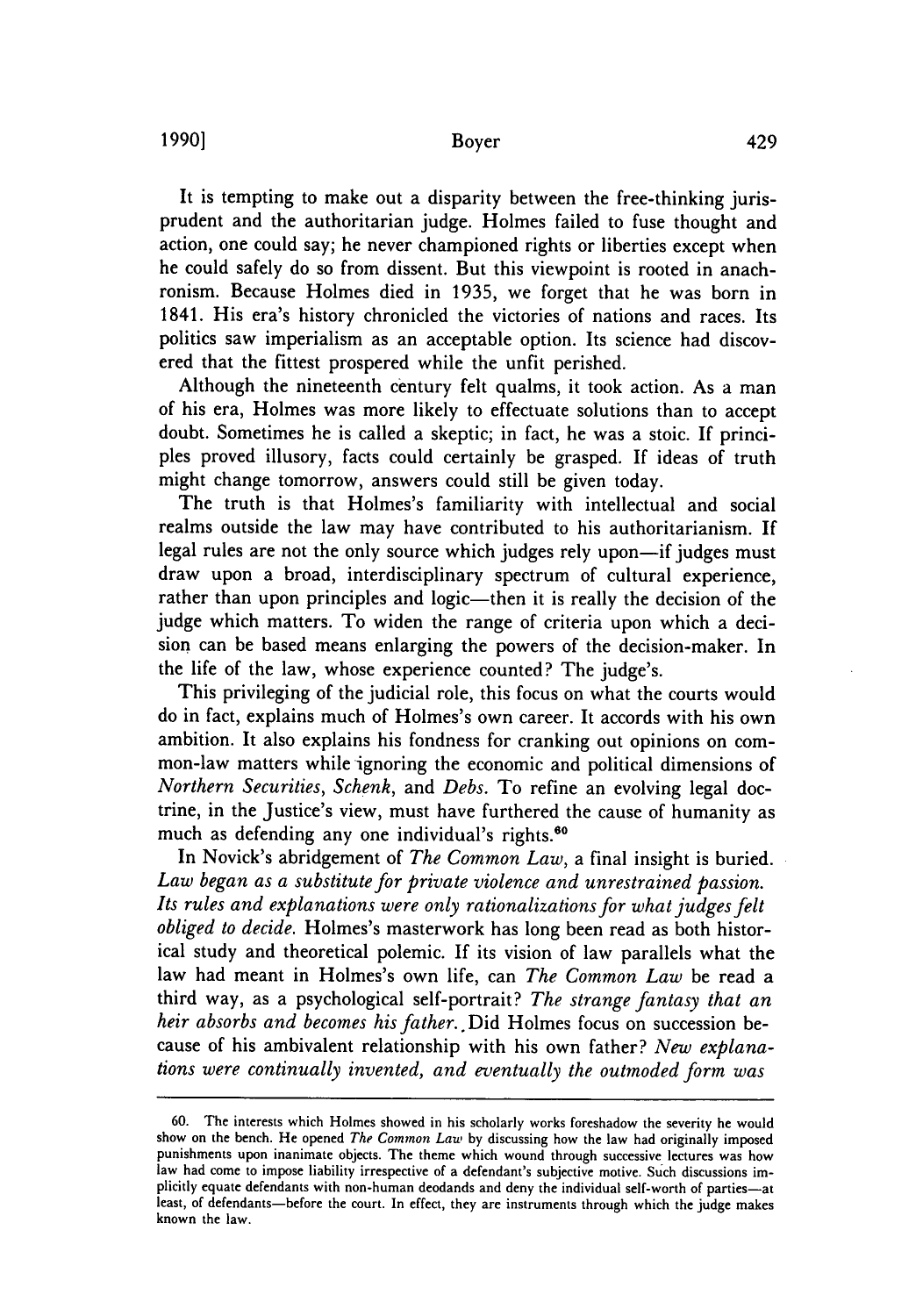It is tempting to make out a disparity between the free-thinking jurisprudent and the authoritarian judge. Holmes failed to fuse thought and action, one could say; he never championed rights or liberties except when he could safely do so from dissent. But this viewpoint is rooted in anachronism. Because Holmes died in 1935, we forget that he was born in 1841. His era's history chronicled the victories of nations and races. Its politics saw imperialism as an acceptable option. Its science had discovered that the fittest prospered while the unfit perished.

Although the nineteenth century felt qualms, it took action. As a man of his era, Holmes was more likely to effectuate solutions than to accept doubt. Sometimes he is called a skeptic; in fact, he was a stoic. If principles proved illusory, facts could certainly be grasped. If ideas of truth might change tomorrow, answers could still be given today.

The truth is that Holmes's familiarity with intellectual and social realms outside the law may have contributed to his authoritarianism. If legal rules are not the only source which judges rely upon—if judges must draw upon a broad, interdisciplinary spectrum of cultural experience, rather than upon principles and logic—then it is really the decision of the judge which matters. To widen the range of criteria upon which a decision can be based means enlarging the powers of the decision-maker. In the life of the law, whose experience counted? The judge's.

This privileging of the judicial role, this focus on what the courts would do in fact, explains much of Holmes's own career. It accords with his own ambition. It also explains his fondness for cranking out opinions on common-law matters while ignoring the economic and political dimensions of *Northern Securities*, *Schenk*, and *Debs*. To refine an evolving legal doctrine, in the Justice's view, must have furthered the cause of humanity as much as defending any one individual's rights.[60]

In Novick's abridgement of *The Common Law*, a final insight is buried. *Law began as a substitute for private violence and unrestrained passion. Its rules and explanations were only rationalizations for what judges felt obliged to decide.* Holmes's masterwork has long been read as both historical study and theoretical polemic. If its vision of law parallels what the law had meant in Holmes's own life, can *The Common Law* be read a third way, as a psychological self-portrait? *The strange fantasy that an heir absorbs and becomes his father.* Did Holmes focus on succession because of his ambivalent relationship with his own father? *New explanations were continually invented, and eventually the outmoded form was*

---

60. The interests which Holmes showed in his scholarly works foreshadow the severity he would show on the bench. He opened *The Common Law* by discussing how the law had originally imposed punishments upon inanimate objects. The theme which wound through successive lectures was how law had come to impose liability irrespective of a defendant's subjective motive. Such discussions implicitly equate defendants with non-human deodands and deny the individual self-worth of parties—at least, of defendants—before the court. In effect, they are instruments through which the judge makes known the law.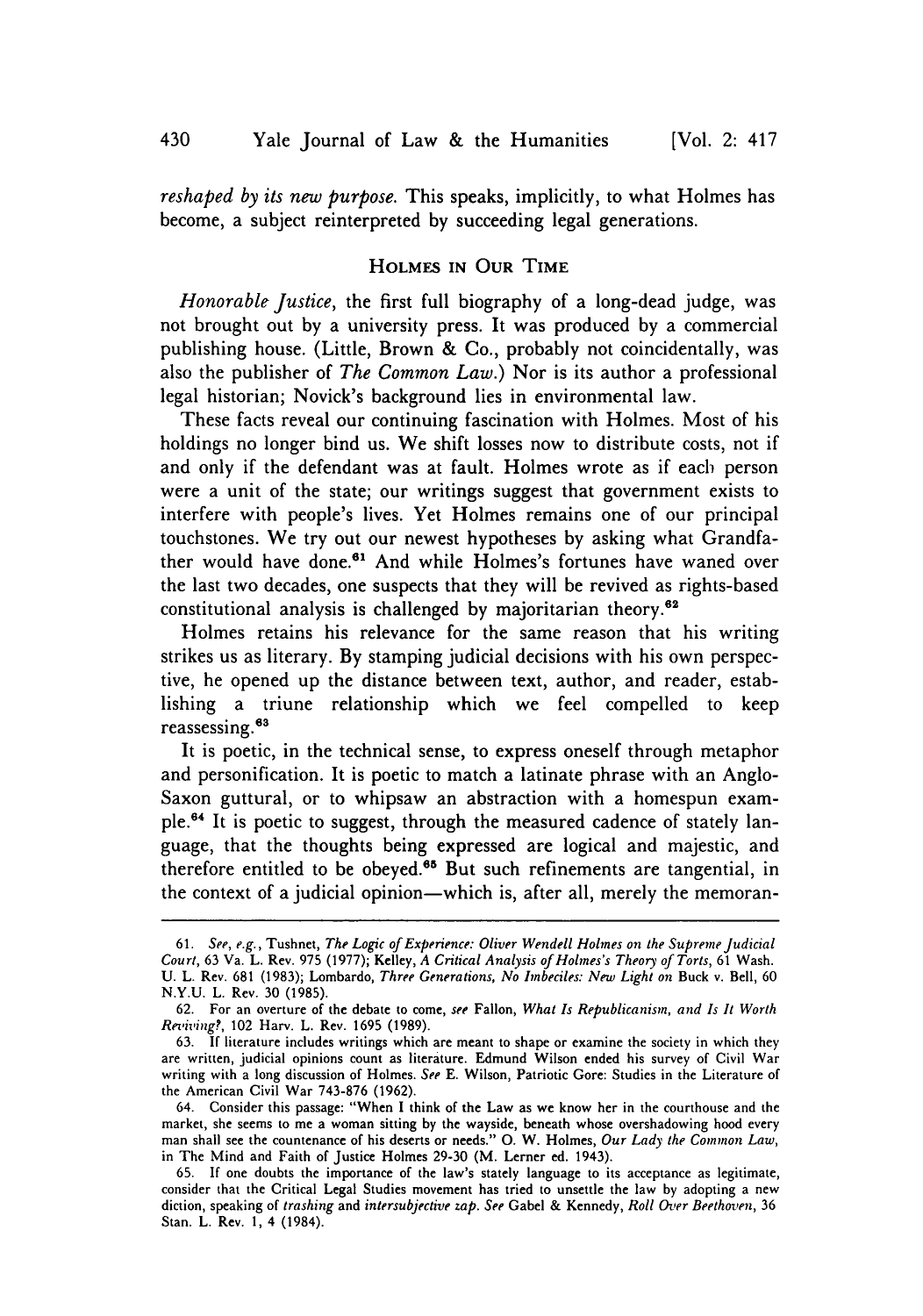*reshaped by its new purpose.* This speaks, implicitly, to what Holmes has become, a subject reinterpreted by succeeding legal generations.

## HOLMES IN OUR TIME

*Honorable Justice*, the first full biography of a long-dead judge, was not brought out by a university press. It was produced by a commercial publishing house. (Little, Brown & Co., probably not coincidentally, was also the publisher of *The Common Law.*) Nor is its author a professional legal historian; Novick's background lies in environmental law.

These facts reveal our continuing fascination with Holmes. Most of his holdings no longer bind us. We shift losses now to distribute costs, not if and only if the defendant was at fault. Holmes wrote as if each person were a unit of the state; our writings suggest that government exists to interfere with people's lives. Yet Holmes remains one of our principal touchstones. We try out our newest hypotheses by asking what Grandfather would have done.[61] And while Holmes's fortunes have waned over the last two decades, one suspects that they will be revived as rights-based constitutional analysis is challenged by majoritarian theory.[62]

Holmes retains his relevance for the same reason that his writing strikes us as literary. By stamping judicial decisions with his own perspective, he opened up the distance between text, author, and reader, establishing a triune relationship which we feel compelled to keep reassessing.[63]

It is poetic, in the technical sense, to express oneself through metaphor and personification. It is poetic to match a latinate phrase with an Anglo-Saxon guttural, or to whipsaw an abstraction with a homespun example.[64] It is poetic to suggest, through the measured cadence of stately language, that the thoughts being expressed are logical and majestic, and therefore entitled to be obeyed.[65] But such refinements are tangential, in the context of a judicial opinion—which is, after all, merely the memoran-

---

61. *See, e.g.*, Tushnet, *The Logic of Experience: Oliver Wendell Holmes on the Supreme Judicial Court*, 63 Va. L. Rev. 975 (1977); Kelley, *A Critical Analysis of Holmes's Theory of Torts*, 61 Wash. U. L. Rev. 681 (1983); Lombardo, *Three Generations, No Imbeciles: New Light on* Buck v. Bell, 60 N.Y.U. L. Rev. 30 (1985).

62. For an overture of the debate to come, *see* Fallon, *What Is Republicanism, and Is It Worth Reviving?*, 102 Harv. L. Rev. 1695 (1989).

63. If literature includes writings which are meant to shape or examine the society in which they are written, judicial opinions count as literature. Edmund Wilson ended his survey of Civil War writing with a long discussion of Holmes. *See* E. Wilson, Patriotic Gore: Studies in the Literature of the American Civil War 743-876 (1962).

64. Consider this passage: "When I think of the Law as we know her in the courthouse and the market, she seems to me a woman sitting by the wayside, beneath whose overshadowing hood every man shall see the countenance of his deserts or needs." O. W. Holmes, *Our Lady the Common Law*, in The Mind and Faith of Justice Holmes 29-30 (M. Lerner ed. 1943).

65. If one doubts the importance of the law's stately language to its acceptance as legitimate, consider that the Critical Legal Studies movement has tried to unsettle the law by adopting a new diction, speaking of *trashing* and *intersubjective zap*. *See* Gabel & Kennedy, *Roll Over Beethoven*, 36 Stan. L. Rev. 1, 4 (1984).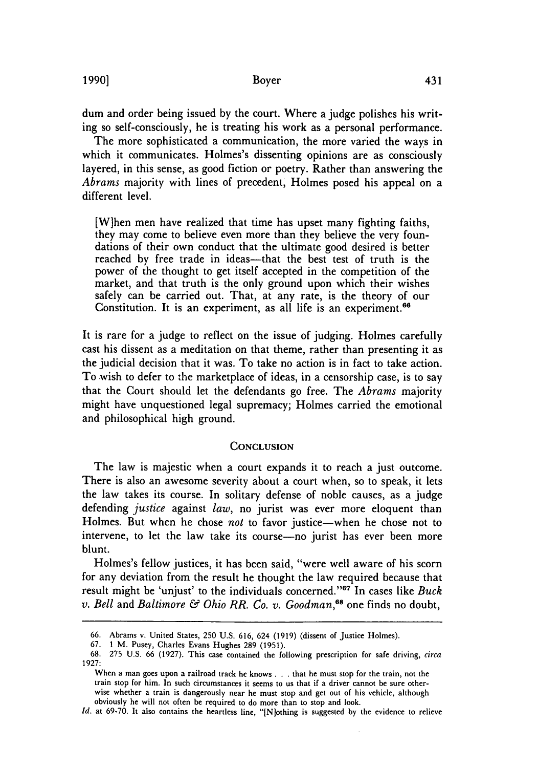dum and order being issued by the court. Where a judge polishes his writing so self-consciously, he is treating his work as a personal performance.

The more sophisticated a communication, the more varied the ways in which it communicates. Holmes's dissenting opinions are as consciously layered, in this sense, as good fiction or poetry. Rather than answering the *Abrams* majority with lines of precedent, Holmes posed his appeal on a different level.

> [W]hen men have realized that time has upset many fighting faiths, they may come to believe even more than they believe the very foundations of their own conduct that the ultimate good desired is better reached by free trade in ideas—that the best test of truth is the power of the thought to get itself accepted in the competition of the market, and that truth is the only ground upon which their wishes safely can be carried out. That, at any rate, is the theory of our Constitution. It is an experiment, as all life is an experiment.[66]

It is rare for a judge to reflect on the issue of judging. Holmes carefully cast his dissent as a meditation on that theme, rather than presenting it as the judicial decision that it was. To take no action is in fact to take action. To wish to defer to the marketplace of ideas, in a censorship case, is to say that the Court should let the defendants go free. The *Abrams* majority might have unquestioned legal supremacy; Holmes carried the emotional and philosophical high ground.

## Conclusion

The law is majestic when a court expands it to reach a just outcome. There is also an awesome severity about a court when, so to speak, it lets the law takes its course. In solitary defense of noble causes, as a judge defending *justice* against *law*, no jurist was ever more eloquent than Holmes. But when he chose *not* to favor justice—when he chose not to intervene, to let the law take its course—no jurist has ever been more blunt.

Holmes's fellow justices, it has been said, "were well aware of his scorn for any deviation from the result he thought the law required because that result might be 'unjust' to the individuals concerned."[67] In cases like *Buck v. Bell* and *Baltimore & Ohio RR. Co. v. Goodman*,[68] one finds no doubt,

---

66. Abrams v. United States, 250 U.S. 616, 624 (1919) (dissent of Justice Holmes).

67. 1 M. Pusey, Charles Evans Hughes 289 (1951).

68. 275 U.S. 66 (1927). This case contained the following prescription for safe driving, *circa* 1927:

> When a man goes upon a railroad track he knows . . . that he must stop for the train, not the train stop for him. In such circumstances it seems to us that if a driver cannot be sure otherwise whether a train is dangerously near he must stop and get out of his vehicle, although obviously he will not often be required to do more than to stop and look.

*Id.* at 69-70. It also contains the heartless line, "[N]othing is suggested by the evidence to relieve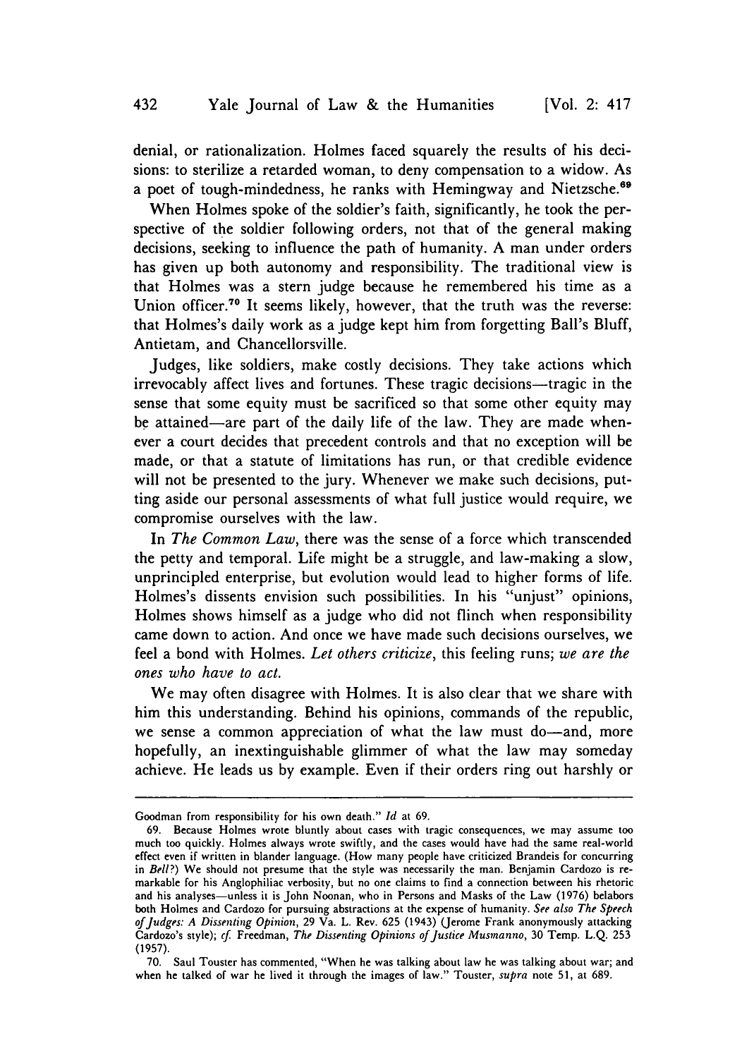denial, or rationalization. Holmes faced squarely the results of his decisions: to sterilize a retarded woman, to deny compensation to a widow. As a poet of tough-mindedness, he ranks with Hemingway and Nietzsche.[69]

When Holmes spoke of the soldier's faith, significantly, he took the perspective of the soldier following orders, not that of the general making decisions, seeking to influence the path of humanity. A man under orders has given up both autonomy and responsibility. The traditional view is that Holmes was a stern judge because he remembered his time as a Union officer.[70] It seems likely, however, that the truth was the reverse: that Holmes's daily work as a judge kept him from forgetting Ball's Bluff, Antietam, and Chancellorsville.

Judges, like soldiers, make costly decisions. They take actions which irrevocably affect lives and fortunes. These tragic decisions—tragic in the sense that some equity must be sacrificed so that some other equity may be attained—are part of the daily life of the law. They are made whenever a court decides that precedent controls and that no exception will be made, or that a statute of limitations has run, or that credible evidence will not be presented to the jury. Whenever we make such decisions, putting aside our personal assessments of what full justice would require, we compromise ourselves with the law.

In *The Common Law*, there was the sense of a force which transcended the petty and temporal. Life might be a struggle, and law-making a slow, unprincipled enterprise, but evolution would lead to higher forms of life. Holmes's dissents envision such possibilities. In his "unjust" opinions, Holmes shows himself as a judge who did not flinch when responsibility came down to action. And once we have made such decisions ourselves, we feel a bond with Holmes. *Let others criticize*, this feeling runs; *we are the ones who have to act.*

We may often disagree with Holmes. It is also clear that we share with him this understanding. Behind his opinions, commands of the republic, we sense a common appreciation of what the law must do—and, more hopefully, an inextinguishable glimmer of what the law may someday achieve. He leads us by example. Even if their orders ring out harshly or

---

Goodman from responsibility for his own death." *Id* at 69.

69. Because Holmes wrote bluntly about cases with tragic consequences, we may assume too much too quickly. Holmes always wrote swiftly, and the cases would have had the same real-world effect even if written in blander language. (How many people have criticized Brandeis for concurring in *Bell*?) We should not presume that the style was necessarily the man. Benjamin Cardozo is remarkable for his Anglophiliac verbosity, but no one claims to find a connection between his rhetoric and his analyses—unless it is John Noonan, who in Persons and Masks of the Law (1976) belabors both Holmes and Cardozo for pursuing abstractions at the expense of humanity. *See also The Speech of Judges: A Dissenting Opinion*, 29 Va. L. Rev. 625 (1943) (Jerome Frank anonymously attacking Cardozo's style); *cf.* Freedman, *The Dissenting Opinions of Justice Musmanno*, 30 Temp. L.Q. 253 (1957).

70. Saul Touster has commented, "When he was talking about law he was talking about war; and when he talked of war he lived it through the images of law." Touster, *supra* note 51, at 689.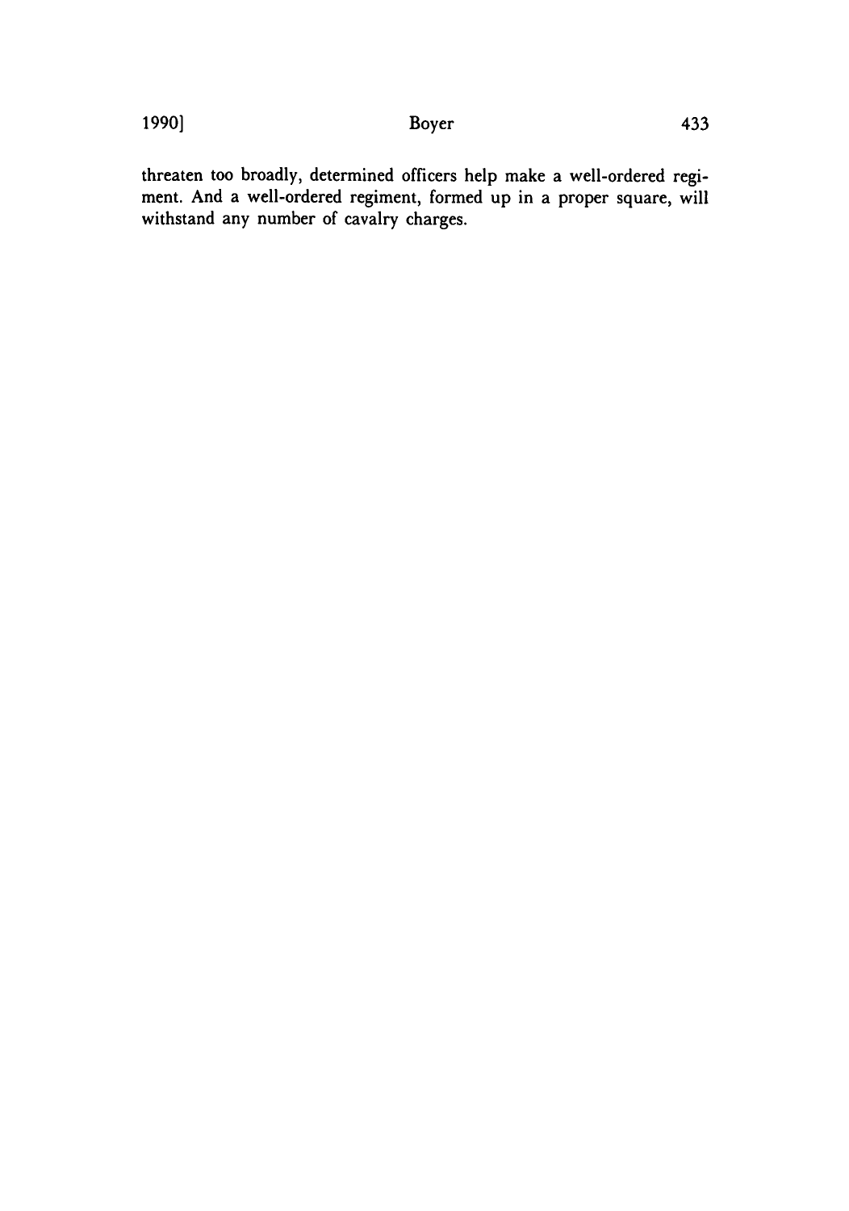threaten too broadly, determined officers help make a well-ordered regiment. And a well-ordered regiment, formed up in a proper square, will withstand any number of cavalry charges.